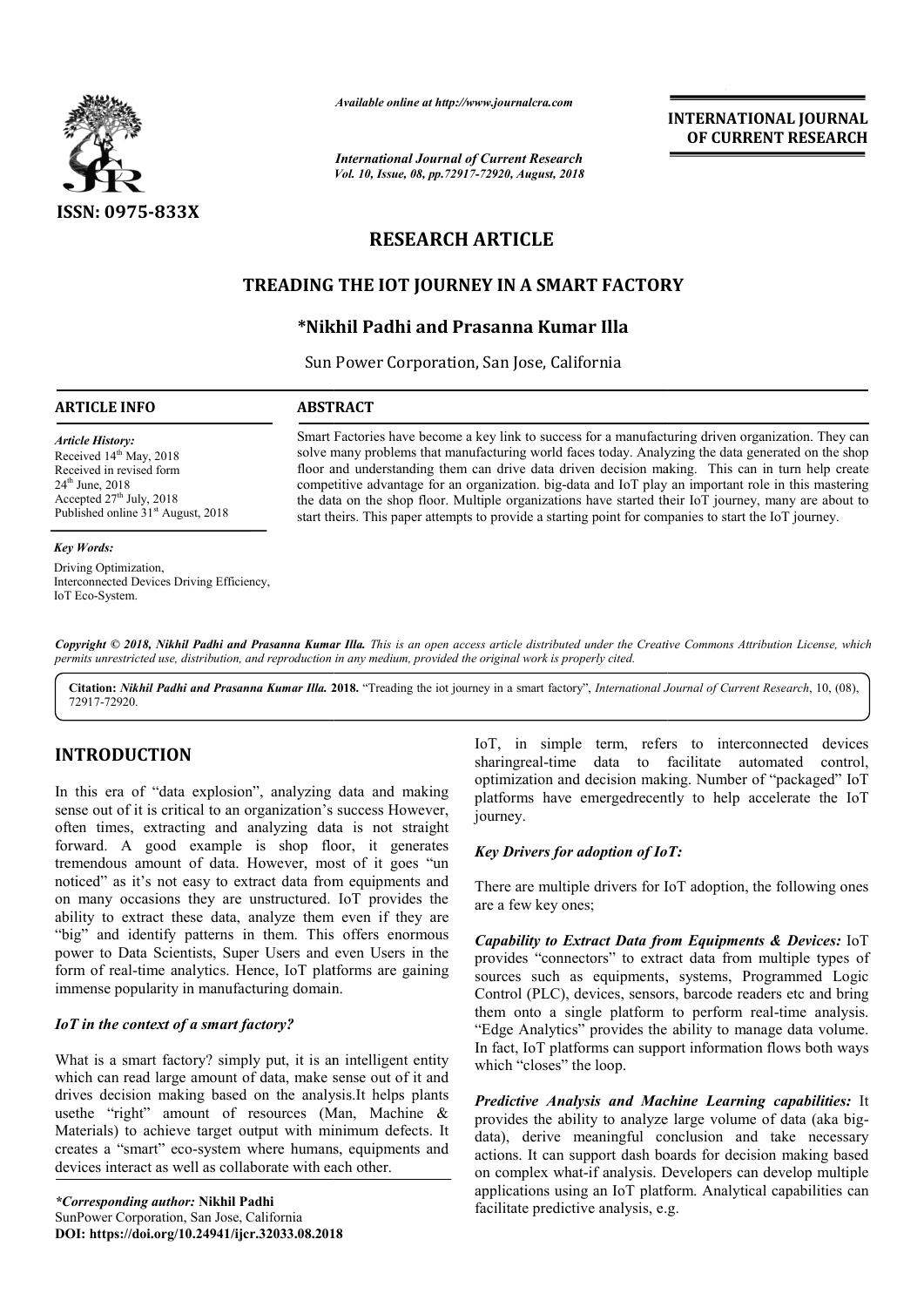ISSN: 0975-833X

*Available online at http://www.journalcra.com*

*International Journal of Current Research*
*Vol. 10, Issue, 08, pp.72917-72920, August, 2018*

**INTERNATIONAL JOURNAL OF CURRENT RESEARCH**

# RESEARCH ARTICLE

## TREADING THE IOT JOURNEY IN A SMART FACTORY

**\*Nikhil Padhi and Prasanna Kumar Illa**

Sun Power Corporation, San Jose, California

### ARTICLE INFO

*Article History:*
Received 14th May, 2018
Received in revised form
24th June, 2018
Accepted 27th July, 2018
Published online 31st August, 2018

*Key Words:*
Driving Optimization,
Interconnected Devices Driving Efficiency,
IoT Eco-System.

### ABSTRACT

Smart Factories have become a key link to success for a manufacturing driven organization. They can solve many problems that manufacturing world faces today. Analyzing the data generated on the shop floor and understanding them can drive data driven decision making. This can in turn help create competitive advantage for an organization. big-data and IoT play an important role in this mastering the data on the shop floor. Multiple organizations have started their IoT journey, many are about to start theirs. This paper attempts to provide a starting point for companies to start the IoT journey.

*Copyright © 2018, Nikhil Padhi and Prasanna Kumar Illa. This is an open access article distributed under the Creative Commons Attribution License, which permits unrestricted use, distribution, and reproduction in any medium, provided the original work is properly cited.*

**Citation:** *Nikhil Padhi and Prasanna Kumar Illa.* **2018.** "Treading the iot journey in a smart factory", *International Journal of Current Research*, 10, (08), 72917-72920.

## INTRODUCTION

In this era of "data explosion", analyzing data and making sense out of it is critical to an organization's success However, often times, extracting and analyzing data is not straight forward. A good example is shop floor, it generates tremendous amount of data. However, most of it goes "un noticed" as it's not easy to extract data from equipments and on many occasions they are unstructured. IoT provides the ability to extract these data, analyze them even if they are "big" and identify patterns in them. This offers enormous power to Data Scientists, Super Users and even Users in the form of real-time analytics. Hence, IoT platforms are gaining immense popularity in manufacturing domain.

### *IoT in the context of a smart factory?*

What is a smart factory? simply put, it is an intelligent entity which can read large amount of data, make sense out of it and drives decision making based on the analysis.It helps plants usethe "right" amount of resources (Man, Machine & Materials) to achieve target output with minimum defects. It creates a "smart" eco-system where humans, equipments and devices interact as well as collaborate with each other.

IoT, in simple term, refers to interconnected devices sharingreal-time data to facilitate automated control, optimization and decision making. Number of "packaged" IoT platforms have emergedrecently to help accelerate the IoT journey.

### *Key Drivers for adoption of IoT:*

There are multiple drivers for IoT adoption, the following ones are a few key ones;

***Capability to Extract Data from Equipments & Devices:*** IoT provides "connectors" to extract data from multiple types of sources such as equipments, systems, Programmed Logic Control (PLC), devices, sensors, barcode readers etc and bring them onto a single platform to perform real-time analysis. "Edge Analytics" provides the ability to manage data volume. In fact, IoT platforms can support information flows both ways which "closes" the loop.

***Predictive Analysis and Machine Learning capabilities:*** It provides the ability to analyze large volume of data (aka big-data), derive meaningful conclusion and take necessary actions. It can support dash boards for decision making based on complex what-if analysis. Developers can develop multiple applications using an IoT platform. Analytical capabilities can facilitate predictive analysis, e.g.

*\*Corresponding author:* **Nikhil Padhi**
SunPower Corporation, San Jose, California
**DOI: https://doi.org/10.24941/ijcr.32033.08.2018**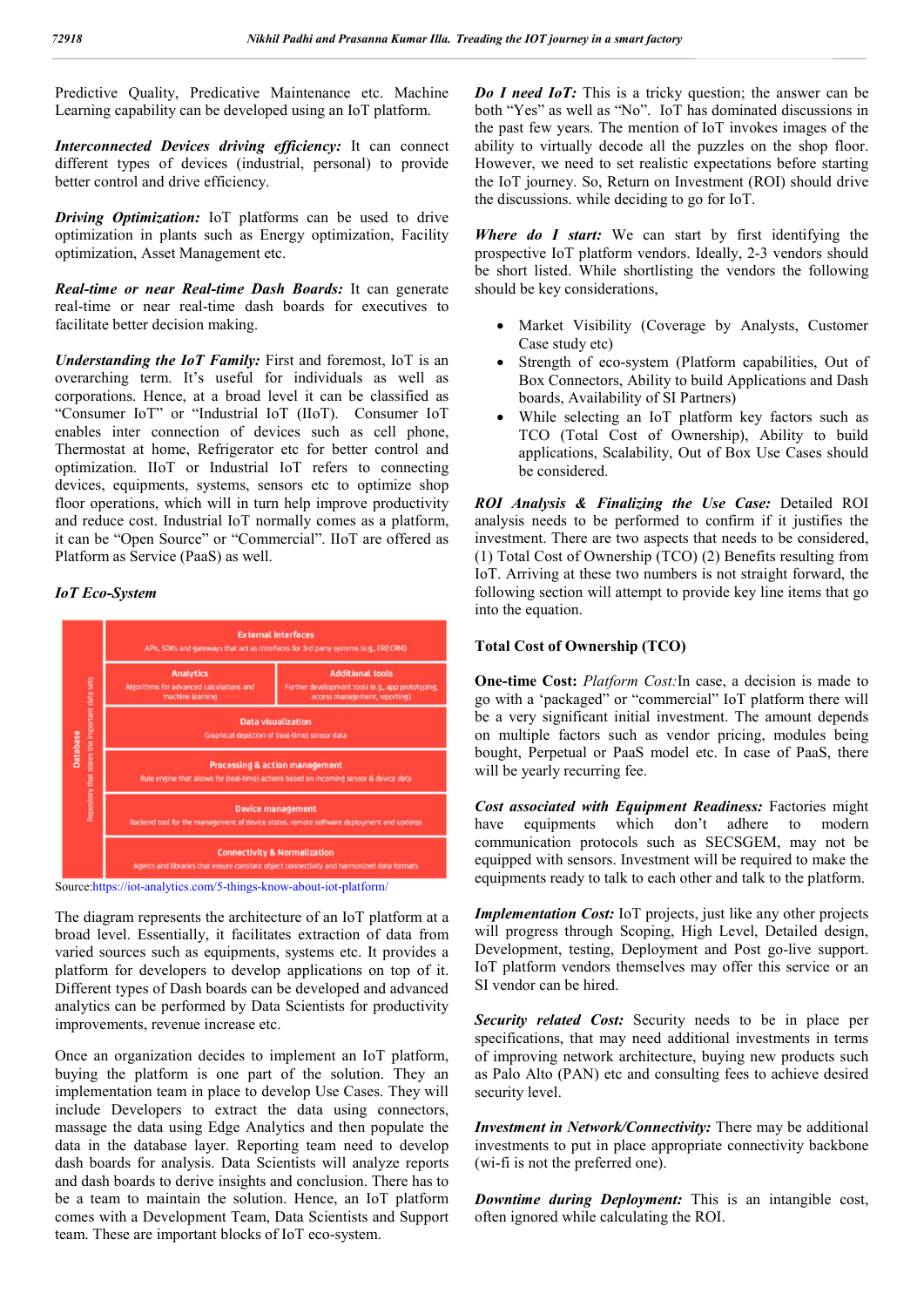Predictive Quality, Predicative Maintenance etc. Machine Learning capability can be developed using an IoT platform.

***Interconnected Devices driving efficiency:*** It can connect different types of devices (industrial, personal) to provide better control and drive efficiency.

***Driving Optimization:*** IoT platforms can be used to drive optimization in plants such as Energy optimization, Facility optimization, Asset Management etc.

***Real-time or near Real-time Dash Boards:*** It can generate real-time or near real-time dash boards for executives to facilitate better decision making.

***Understanding the IoT Family:*** First and foremost, IoT is an overarching term. It's useful for individuals as well as corporations. Hence, at a broad level it can be classified as "Consumer IoT" or "Industrial IoT (IIoT). Consumer IoT enables inter connection of devices such as cell phone, Thermostat at home, Refrigerator etc for better control and optimization. IIoT or Industrial IoT refers to connecting devices, equipments, systems, sensors etc to optimize shop floor operations, which will in turn help improve productivity and reduce cost. Industrial IoT normally comes as a platform, it can be "Open Source" or "Commercial". IIoT are offered as Platform as Service (PaaS) as well.

### *IoT Eco-System*

| Database – Repository that stores the important data sets | | |
|---|---|---|
| | External interfaces – APIs, SDKs and gateways that act as interfaces for 3rd party systems (e.g., ERP, CRM) | |
| | Analytics – Algorithms for advanced calculations and machine learning | Additional tools – Further development tools (e.g., app prototyping, access management, reporting) |
| | Data visualization – Graphical depiction of (real-time) sensor data | |
| | Processing & action management – Rule engine that allows for (real-time) actions based on incoming sensor & device data | |
| | Device management – Backend tool for the management of device status, remote software deployment and updates | |
| | Connectivity & Normalization – Agents and libraries that ensure constant object connectivity and harmonized data formats | |

Source:https://iot-analytics.com/5-things-know-about-iot-platform/

The diagram represents the architecture of an IoT platform at a broad level. Essentially, it facilitates extraction of data from varied sources such as equipments, systems etc. It provides a platform for developers to develop applications on top of it. Different types of Dash boards can be developed and advanced analytics can be performed by Data Scientists for productivity improvements, revenue increase etc.

Once an organization decides to implement an IoT platform, buying the platform is one part of the solution. They an implementation team in place to develop Use Cases. They will include Developers to extract the data using connectors, massage the data using Edge Analytics and then populate the data in the database layer. Reporting team need to develop dash boards for analysis. Data Scientists will analyze reports and dash boards to derive insights and conclusion. There has to be a team to maintain the solution. Hence, an IoT platform comes with a Development Team, Data Scientists and Support team. These are important blocks of IoT eco-system.

***Do I need IoT:*** This is a tricky question; the answer can be both "Yes" as well as "No". IoT has dominated discussions in the past few years. The mention of IoT invokes images of the ability to virtually decode all the puzzles on the shop floor. However, we need to set realistic expectations before starting the IoT journey. So, Return on Investment (ROI) should drive the discussions. while deciding to go for IoT.

***Where do I start:*** We can start by first identifying the prospective IoT platform vendors. Ideally, 2-3 vendors should be short listed. While shortlisting the vendors the following should be key considerations,

- Market Visibility (Coverage by Analysts, Customer Case study etc)
- Strength of eco-system (Platform capabilities, Out of Box Connectors, Ability to build Applications and Dash boards, Availability of SI Partners)
- While selecting an IoT platform key factors such as TCO (Total Cost of Ownership), Ability to build applications, Scalability, Out of Box Use Cases should be considered.

***ROI Analysis & Finalizing the Use Case:*** Detailed ROI analysis needs to be performed to confirm if it justifies the investment. There are two aspects that needs to be considered, (1) Total Cost of Ownership (TCO) (2) Benefits resulting from IoT. Arriving at these two numbers is not straight forward, the following section will attempt to provide key line items that go into the equation.

### Total Cost of Ownership (TCO)

**One-time Cost:** *Platform Cost:*In case, a decision is made to go with a 'packaged" or "commercial" IoT platform there will be a very significant initial investment. The amount depends on multiple factors such as vendor pricing, modules being bought, Perpetual or PaaS model etc. In case of PaaS, there will be yearly recurring fee.

***Cost associated with Equipment Readiness:*** Factories might have equipments which don't adhere to modern communication protocols such as SECSGEM, may not be equipped with sensors. Investment will be required to make the equipments ready to talk to each other and talk to the platform.

***Implementation Cost:*** IoT projects, just like any other projects will progress through Scoping, High Level, Detailed design, Development, testing, Deployment and Post go-live support. IoT platform vendors themselves may offer this service or an SI vendor can be hired.

***Security related Cost:*** Security needs to be in place per specifications, that may need additional investments in terms of improving network architecture, buying new products such as Palo Alto (PAN) etc and consulting fees to achieve desired security level.

***Investment in Network/Connectivity:*** There may be additional investments to put in place appropriate connectivity backbone (wi-fi is not the preferred one).

***Downtime during Deployment:*** This is an intangible cost, often ignored while calculating the ROI.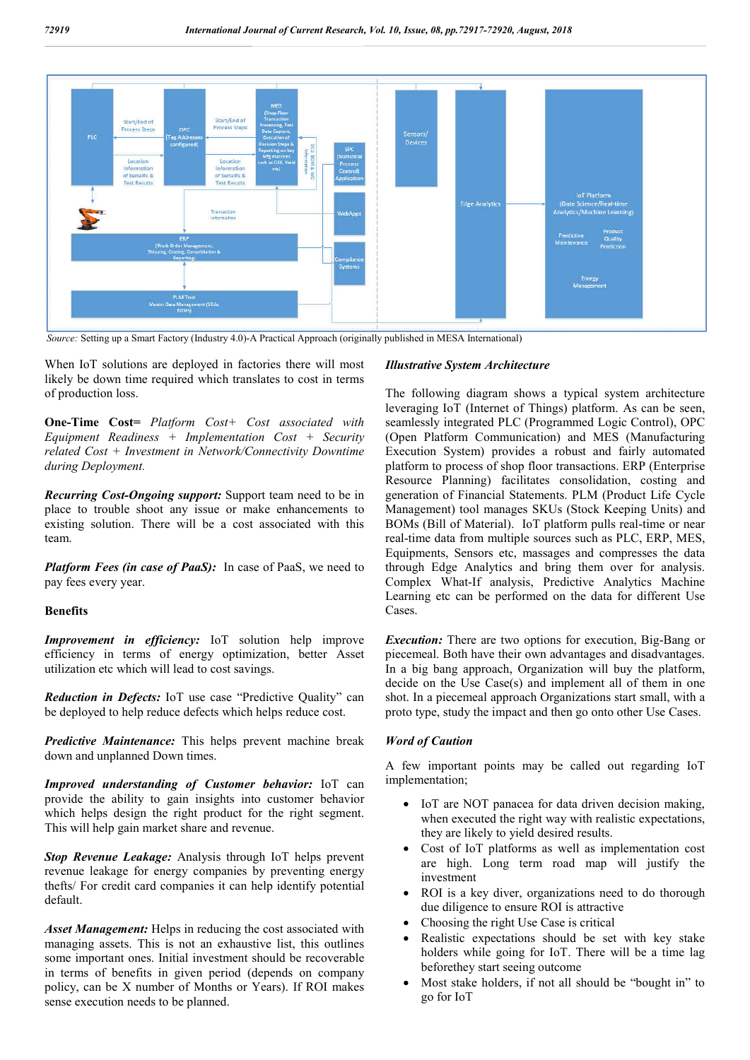Source: Setting up a Smart Factory (Industry 4.0)-A Practical Approach (originally published in MESA International)

When IoT solutions are deployed in factories there will most likely be down time required which translates to cost in terms of production loss.

**One-Time Cost=** *Platform Cost+ Cost associated with Equipment Readiness + Implementation Cost + Security related Cost + Investment in Network/Connectivity Downtime during Deployment.*

***Recurring Cost-Ongoing support:*** Support team need to be in place to trouble shoot any issue or make enhancements to existing solution. There will be a cost associated with this team.

***Platform Fees (in case of PaaS):*** In case of PaaS, we need to pay fees every year.

**Benefits**

***Improvement in efficiency:*** IoT solution help improve efficiency in terms of energy optimization, better Asset utilization etc which will lead to cost savings.

***Reduction in Defects:*** IoT use case "Predictive Quality" can be deployed to help reduce defects which helps reduce cost.

***Predictive Maintenance:*** This helps prevent machine break down and unplanned Down times.

***Improved understanding of Customer behavior:*** IoT can provide the ability to gain insights into customer behavior which helps design the right product for the right segment. This will help gain market share and revenue.

***Stop Revenue Leakage:*** Analysis through IoT helps prevent revenue leakage for energy companies by preventing energy thefts/ For credit card companies it can help identify potential default.

***Asset Management:*** Helps in reducing the cost associated with managing assets. This is not an exhaustive list, this outlines some important ones. Initial investment should be recoverable in terms of benefits in given period (depends on company policy, can be X number of Months or Years). If ROI makes sense execution needs to be planned.

***Illustrative System Architecture***

The following diagram shows a typical system architecture leveraging IoT (Internet of Things) platform. As can be seen, seamlessly integrated PLC (Programmed Logic Control), OPC (Open Platform Communication) and MES (Manufacturing Execution System) provides a robust and fairly automated platform to process of shop floor transactions. ERP (Enterprise Resource Planning) facilitates consolidation, costing and generation of Financial Statements. PLM (Product Life Cycle Management) tool manages SKUs (Stock Keeping Units) and BOMs (Bill of Material). IoT platform pulls real-time or near real-time data from multiple sources such as PLC, ERP, MES, Equipments, Sensors etc, massages and compresses the data through Edge Analytics and bring them over for analysis. Complex What-If analysis, Predictive Analytics Machine Learning etc can be performed on the data for different Use Cases.

***Execution:*** There are two options for execution, Big-Bang or piecemeal. Both have their own advantages and disadvantages. In a big bang approach, Organization will buy the platform, decide on the Use Case(s) and implement all of them in one shot. In a piecemeal approach Organizations start small, with a proto type, study the impact and then go onto other Use Cases.

***Word of Caution***

A few important points may be called out regarding IoT implementation;

- IoT are NOT panacea for data driven decision making, when executed the right way with realistic expectations, they are likely to yield desired results.
- Cost of IoT platforms as well as implementation cost are high. Long term road map will justify the investment
- ROI is a key diver, organizations need to do thorough due diligence to ensure ROI is attractive
- Choosing the right Use Case is critical
- Realistic expectations should be set with key stake holders while going for IoT. There will be a time lag beforethey start seeing outcome
- Most stake holders, if not all should be "bought in" to go for IoT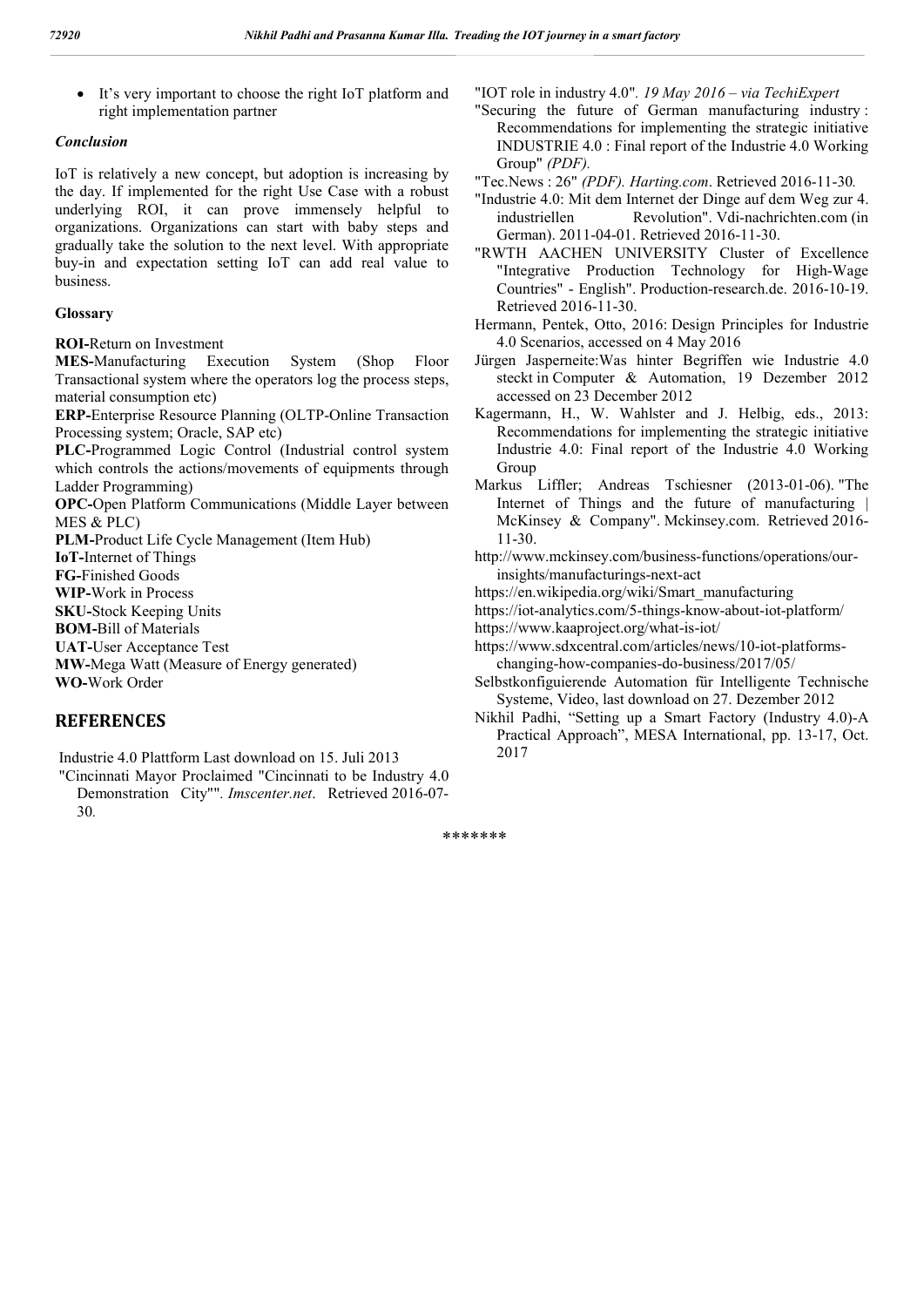- It's very important to choose the right IoT platform and right implementation partner

### *Conclusion*

IoT is relatively a new concept, but adoption is increasing by the day. If implemented for the right Use Case with a robust underlying ROI, it can prove immensely helpful to organizations. Organizations can start with baby steps and gradually take the solution to the next level. With appropriate buy-in and expectation setting IoT can add real value to business.

### Glossary

**ROI-**Return on Investment
**MES-**Manufacturing Execution System (Shop Floor Transactional system where the operators log the process steps, material consumption etc)
**ERP-**Enterprise Resource Planning (OLTP-Online Transaction Processing system; Oracle, SAP etc)
**PLC-**Programmed Logic Control (Industrial control system which controls the actions/movements of equipments through Ladder Programming)
**OPC-**Open Platform Communications (Middle Layer between MES & PLC)
**PLM-**Product Life Cycle Management (Item Hub)
**IoT-**Internet of Things
**FG-**Finished Goods
**WIP-**Work in Process
**SKU-**Stock Keeping Units
**BOM-**Bill of Materials
**UAT-**User Acceptance Test
**MW-**Mega Watt (Measure of Energy generated)
**WO-**Work Order

## REFERENCES

Industrie 4.0 Plattform Last download on 15. Juli 2013

"Cincinnati Mayor Proclaimed "Cincinnati to be Industry 4.0 Demonstration City"". *Imscenter.net*. Retrieved 2016-07-30.

"IOT role in industry 4.0". *19 May 2016 – via TechiExpert*

"Securing the future of German manufacturing industry : Recommendations for implementing the strategic initiative INDUSTRIE 4.0 : Final report of the Industrie 4.0 Working Group" *(PDF).*

"Tec.News : 26" *(PDF). Harting.com*. Retrieved 2016-11-30.

"Industrie 4.0: Mit dem Internet der Dinge auf dem Weg zur 4. industriellen Revolution". Vdi-nachrichten.com (in German). 2011-04-01. Retrieved 2016-11-30.

"RWTH AACHEN UNIVERSITY Cluster of Excellence "Integrative Production Technology for High-Wage Countries" - English". Production-research.de. 2016-10-19. Retrieved 2016-11-30.

Hermann, Pentek, Otto, 2016: Design Principles for Industrie 4.0 Scenarios, accessed on 4 May 2016

Jürgen Jasperneite:Was hinter Begriffen wie Industrie 4.0 steckt in Computer & Automation, 19 Dezember 2012 accessed on 23 December 2012

Kagermann, H., W. Wahlster and J. Helbig, eds., 2013: Recommendations for implementing the strategic initiative Industrie 4.0: Final report of the Industrie 4.0 Working Group

Markus Liffler; Andreas Tschiesner (2013-01-06). "The Internet of Things and the future of manufacturing | McKinsey & Company". Mckinsey.com. Retrieved 2016-11-30.

http://www.mckinsey.com/business-functions/operations/our-insights/manufacturings-next-act

https://en.wikipedia.org/wiki/Smart_manufacturing

https://iot-analytics.com/5-things-know-about-iot-platform/

https://www.kaaproject.org/what-is-iot/

https://www.sdxcentral.com/articles/news/10-iot-platforms-changing-how-companies-do-business/2017/05/

Selbstkonfiguierende Automation für Intelligente Technische Systeme, Video, last download on 27. Dezember 2012

Nikhil Padhi, "Setting up a Smart Factory (Industry 4.0)-A Practical Approach", MESA International, pp. 13-17, Oct. 2017

\*\*\*\*\*\*\*